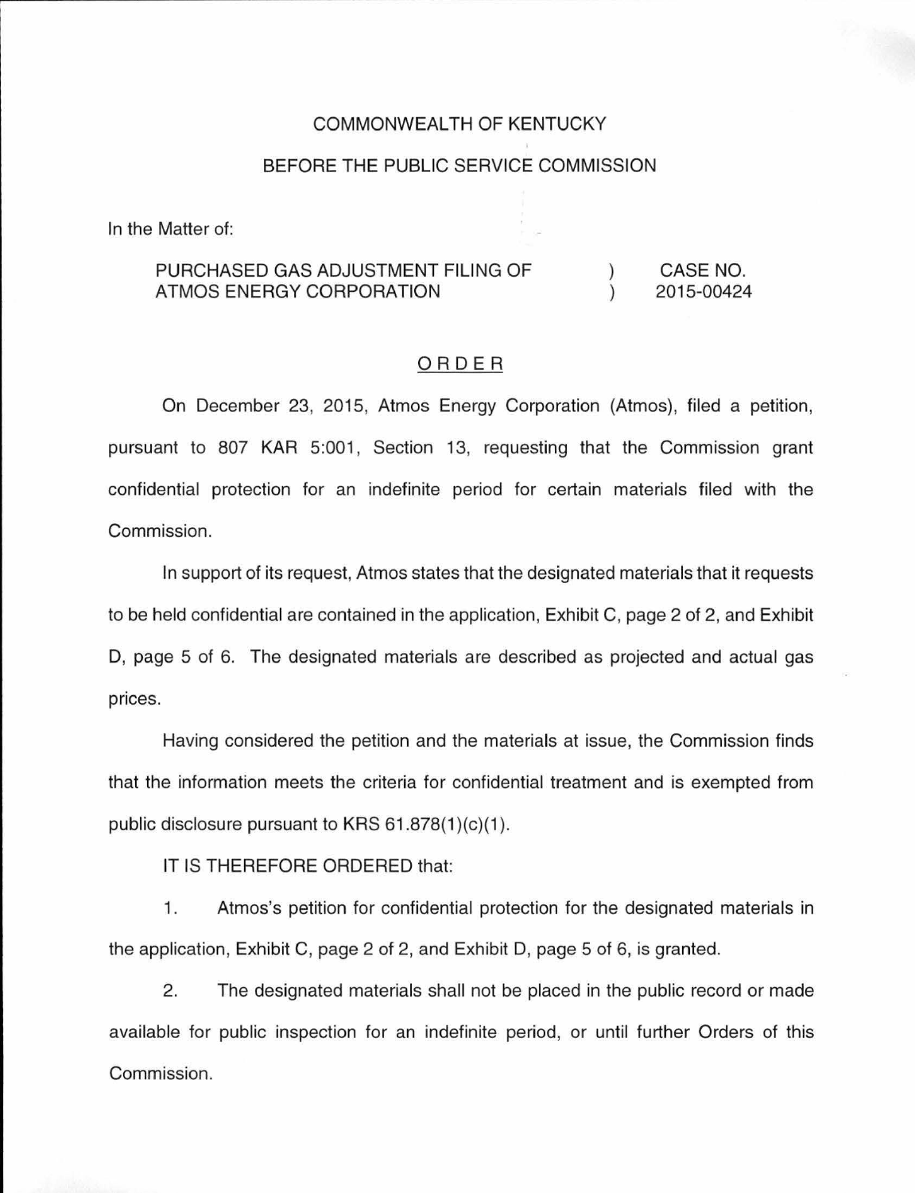COMMONWEALTH OF KENTUCKY

BEFORE THE PUBLIC SERVICE COMMISSION

In the Matter of:

| | | |
|---|---|---|
| PURCHASED GAS ADJUSTMENT FILING OF ATMOS ENERGY CORPORATION | ) ) | CASE NO. 2015-00424 |

# ORDER

On December 23, 2015, Atmos Energy Corporation (Atmos), filed a petition, pursuant to 807 KAR 5:001, Section 13, requesting that the Commission grant confidential protection for an indefinite period for certain materials filed with the Commission.

In support of its request, Atmos states that the designated materials that it requests to be held confidential are contained in the application, Exhibit C, page 2 of 2, and Exhibit D, page 5 of 6. The designated materials are described as projected and actual gas prices.

Having considered the petition and the materials at issue, the Commission finds that the information meets the criteria for confidential treatment and is exempted from public disclosure pursuant to KRS 61.878(1)(c)(1).

IT IS THEREFORE ORDERED that:

1. Atmos's petition for confidential protection for the designated materials in the application, Exhibit C, page 2 of 2, and Exhibit D, page 5 of 6, is granted.

2. The designated materials shall not be placed in the public record or made available for public inspection for an indefinite period, or until further Orders of this Commission.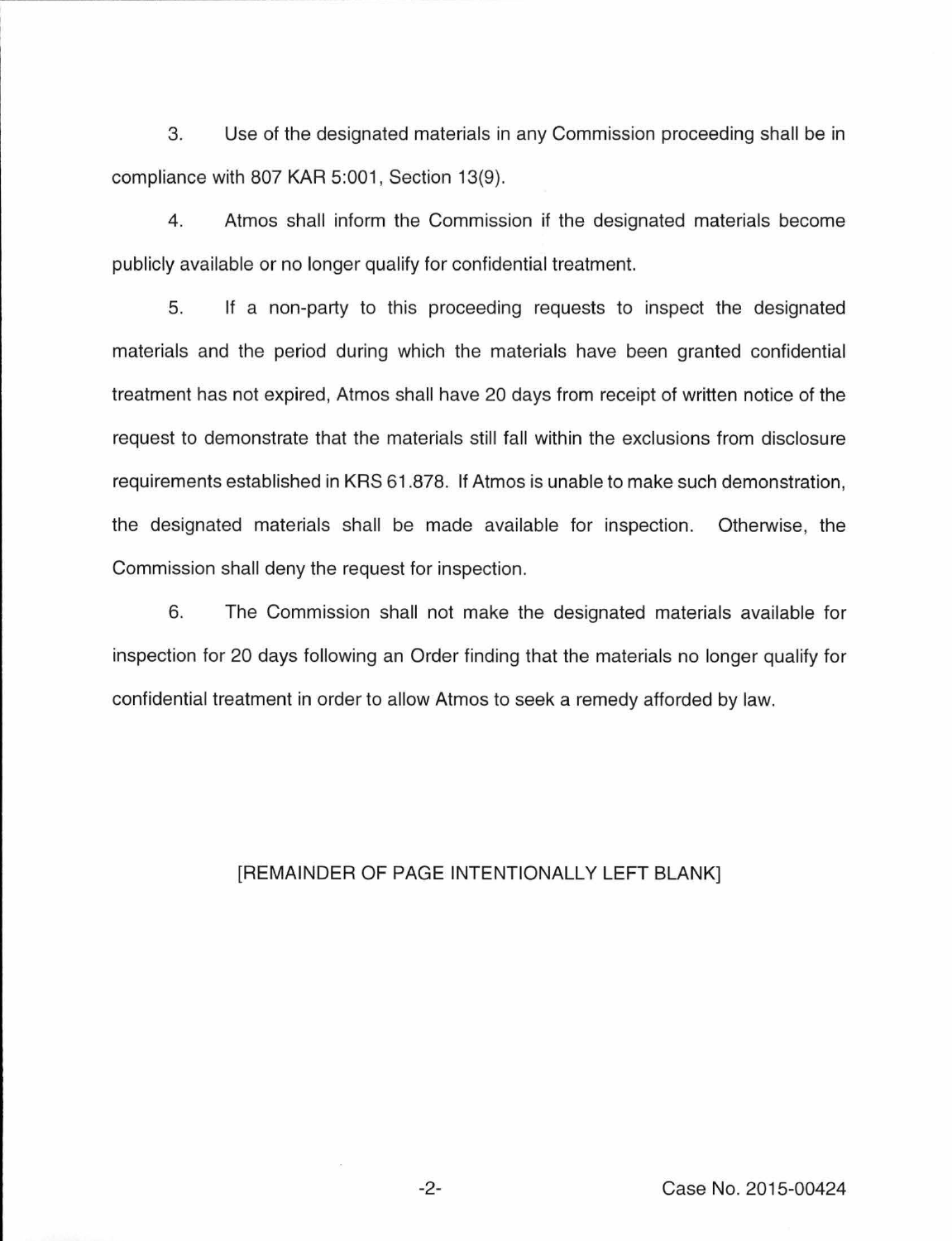3. Use of the designated materials in any Commission proceeding shall be in compliance with 807 KAR 5:001, Section 13(9).

4. Atmos shall inform the Commission if the designated materials become publicly available or no longer qualify for confidential treatment.

5. If a non-party to this proceeding requests to inspect the designated materials and the period during which the materials have been granted confidential treatment has not expired, Atmos shall have 20 days from receipt of written notice of the request to demonstrate that the materials still fall within the exclusions from disclosure requirements established in KRS 61.878. If Atmos is unable to make such demonstration, the designated materials shall be made available for inspection. Otherwise, the Commission shall deny the request for inspection.

6. The Commission shall not make the designated materials available for inspection for 20 days following an Order finding that the materials no longer qualify for confidential treatment in order to allow Atmos to seek a remedy afforded by law.

[REMAINDER OF PAGE INTENTIONALLY LEFT BLANK]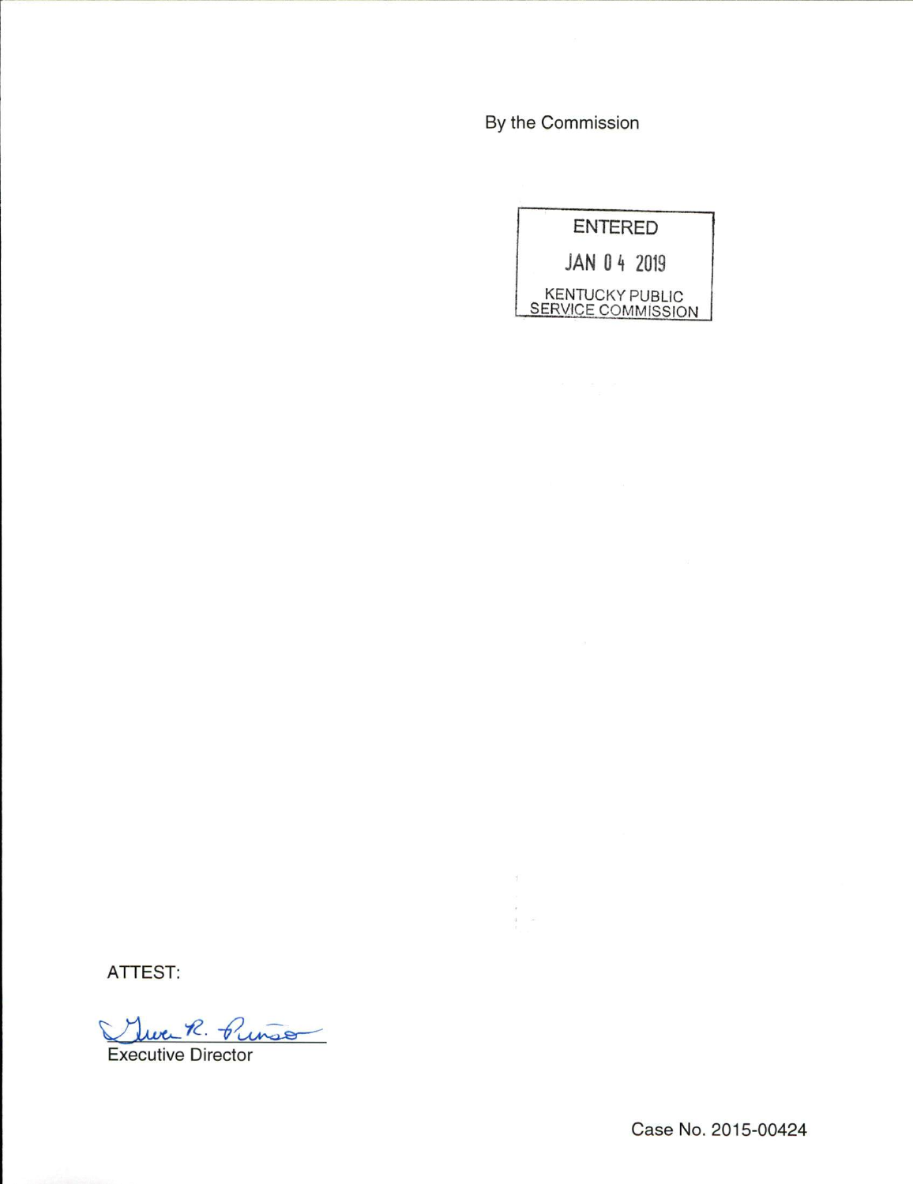By the Commission

ENTERED

JAN 04 2019

KENTUCKY PUBLIC SERVICE COMMISSION

ATTEST:

Executive Director

Case No. 2015-00424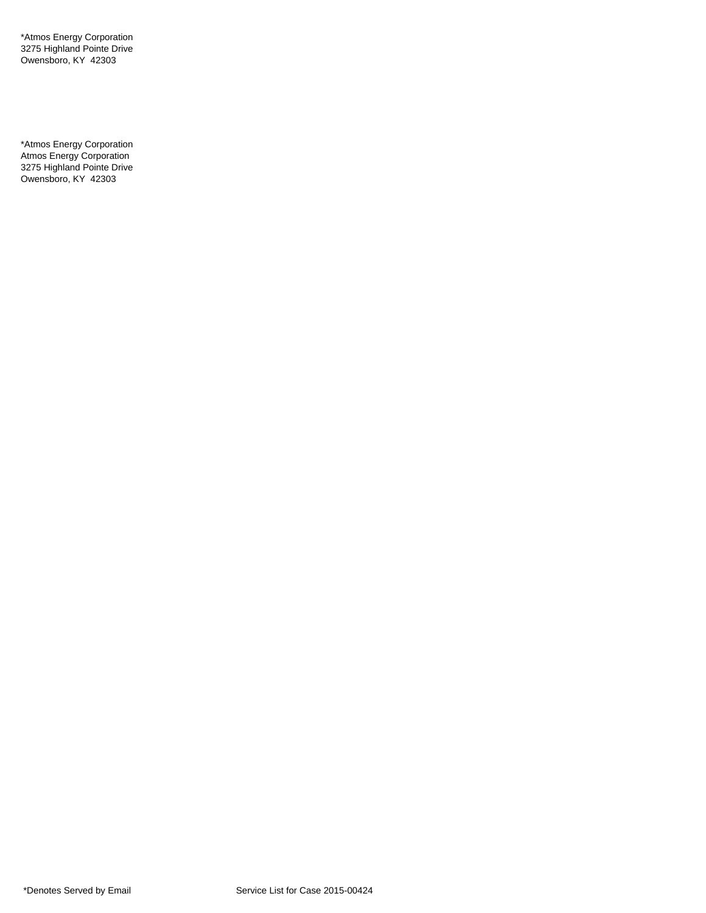*Atmos Energy Corporation
3275 Highland Pointe Drive
Owensboro, KY  42303

*Atmos Energy Corporation
Atmos Energy Corporation
3275 Highland Pointe Drive
Owensboro, KY  42303

*Denotes Served by Email

Service List for Case 2015-00424